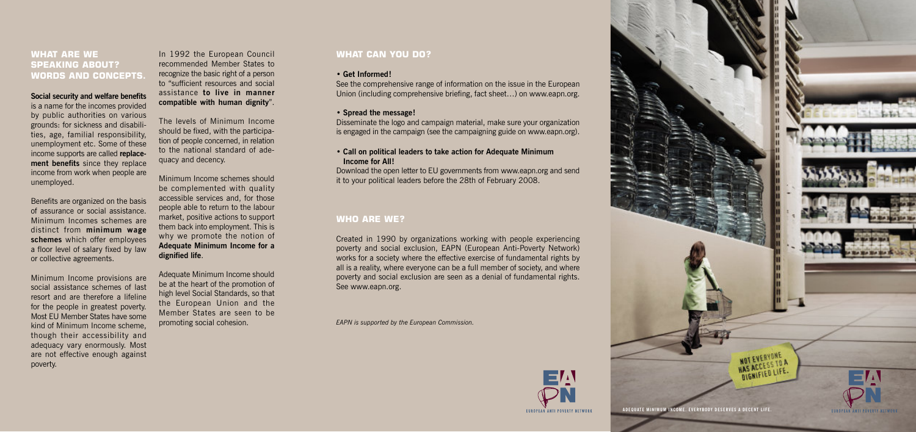## WHAT ARE WE SPEAKING ABOUT? WORDS AND CONCEPTS.

**Social security and welfare benefits** is a name for the incomes provided by public authorities on various grounds: for sickness and disabilities, age, familial responsibility, unemployment etc. Some of these income supports are called **replacement benefits** since they replace income from work when people are unemployed.

Benefits are organized on the basis of assurance or social assistance. Minimum Incomes schemes are distinct from **minimum wage schemes** which offer employees a floor level of salary fixed by law or collective agreements.

Minimum Income provisions are social assistance schemes of last resort and are therefore a lifeline for the people in greatest poverty. Most EU Member States have some kind of Minimum Income scheme, though their accessibility and adequacy vary enormously. Most are not effective enough against poverty.

In 1992 the European Council recommended Member States to recognize the basic right of a person to "sufficient resources and social assistance **to live in manner compatible with human dignity**".

The levels of Minimum Income should be fixed, with the participation of people concerned, in relation to the national standard of adequacy and decency.

Minimum Income schemes should be complemented with quality accessible services and, for those people able to return to the labour market, positive actions to support them back into employment. This is why we promote the notion of **Adequate Minimum Income for a dignified life**.

Adequate Minimum Income should be at the heart of the promotion of high level Social Standards, so that the European Union and the Member States are seen to be promoting social cohesion.

## WHAT CAN YOU DO?

- **Get Informed!**
  See the comprehensive range of information on the issue in the European Union (including comprehensive briefing, fact sheet…) on www.eapn.org.
- **Spread the message!**
  Disseminate the logo and campaign material, make sure your organization is engaged in the campaign (see the campaigning guide on www.eapn.org).
- **Call on political leaders to take action for Adequate Minimum Income for All!**
  Download the open letter to EU governments from www.eapn.org and send it to your political leaders before the 28th of February 2008.

## WHO ARE WE?

Created in 1990 by organizations working with people experiencing poverty and social exclusion, EAPN (European Anti-Poverty Network) works for a society where the effective exercise of fundamental rights by all is a reality, where everyone can be a full member of society, and where poverty and social exclusion are seen as a denial of fundamental rights. See www.eapn.org.

*EAPN is supported by the European Commission.*

EAPN
EUROPEAN ANTI POVERTY NETWORK

NOT EVERYONE HAS ACCESS TO A DIGNIFIED LIFE.

ADEQUATE MINIMUM INCOME. EVERYBODY DESERVES A DECENT LIFE.

EAPN
EUROPEAN ANTI POVERTY NETWORK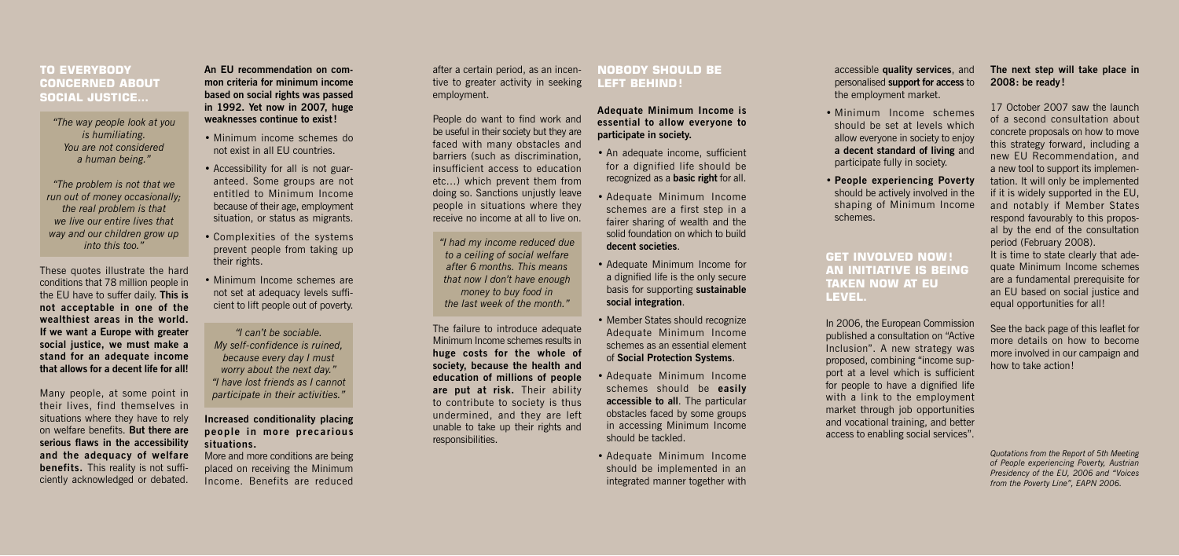## TO EVERYBODY CONCERNED ABOUT SOCIAL JUSTICE...

*"The way people look at you is humiliating. You are not considered a human being."*

*"The problem is not that we run out of money occasionally; the real problem is that we live our entire lives that way and our children grow up into this too."*

These quotes illustrate the hard conditions that 78 million people in the EU have to suffer daily. **This is not acceptable in one of the wealthiest areas in the world. If we want a Europe with greater social justice, we must make a stand for an adequate income that allows for a decent life for all!**

Many people, at some point in their lives, find themselves in situations where they have to rely on welfare benefits. **But there are serious flaws in the accessibility and the adequacy of welfare benefits.** This reality is not sufficiently acknowledged or debated.

**An EU recommendation on common criteria for minimum income based on social rights was passed in 1992. Yet now in 2007, huge weaknesses continue to exist!**

- Minimum income schemes do not exist in all EU countries.
- Accessibility for all is not guaranteed. Some groups are not entitled to Minimum Income because of their age, employment situation, or status as migrants.
- Complexities of the systems prevent people from taking up their rights.
- Minimum Income schemes are not set at adequacy levels sufficient to lift people out of poverty.

*"I can't be sociable. My self-confidence is ruined, because every day I must worry about the next day." "I have lost friends as I cannot participate in their activities."*

**Increased conditionality placing people in more precarious situations.**

More and more conditions are being placed on receiving the Minimum Income. Benefits are reduced after a certain period, as an incentive to greater activity in seeking employment.

People do want to find work and be useful in their society but they are faced with many obstacles and barriers (such as discrimination, insufficient access to education etc...) which prevent them from doing so. Sanctions unjustly leave people in situations where they receive no income at all to live on.

*"I had my income reduced due to a ceiling of social welfare after 6 months. This means that now I don't have enough money to buy food in the last week of the month."*

The failure to introduce adequate Minimum Income schemes results in **huge costs for the whole of society, because the health and education of millions of people are put at risk.** Their ability to contribute to society is thus undermined, and they are left unable to take up their rights and responsibilities.

## NOBODY SHOULD BE LEFT BEHIND!

**Adequate Minimum Income is essential to allow everyone to participate in society.**

- An adequate income, sufficient for a dignified life should be recognized as a **basic right** for all.
- Adequate Minimum Income schemes are a first step in a fairer sharing of wealth and the solid foundation on which to build **decent societies**.
- Adequate Minimum Income for a dignified life is the only secure basis for supporting **sustainable social integration**.
- Member States should recognize Adequate Minimum Income schemes as an essential element of **Social Protection Systems**.
- Adequate Minimum Income schemes should be **easily accessible to all**. The particular obstacles faced by some groups in accessing Minimum Income should be tackled.
- Adequate Minimum Income should be implemented in an integrated manner together with accessible **quality services**, and personalised **support for access** to the employment market.
- Minimum Income schemes should be set at levels which allow everyone in society to enjoy **a decent standard of living** and participate fully in society.
- **People experiencing Poverty** should be actively involved in the shaping of Minimum Income schemes.

## GET INVOLVED NOW! AN INITIATIVE IS BEING TAKEN NOW AT EU LEVEL.

In 2006, the European Commission published a consultation on "Active Inclusion". A new strategy was proposed, combining "income support at a level which is sufficient for people to have a dignified life with a link to the employment market through job opportunities and vocational training, and better access to enabling social services".

**The next step will take place in 2008: be ready!**

17 October 2007 saw the launch of a second consultation about concrete proposals on how to move this strategy forward, including a new EU Recommendation, and a new tool to support its implementation. It will only be implemented if it is widely supported in the EU, and notably if Member States respond favourably to this proposal by the end of the consultation period (February 2008).

It is time to state clearly that adequate Minimum Income schemes are a fundamental prerequisite for an EU based on social justice and equal opportunities for all!

See the back page of this leaflet for more details on how to become more involved in our campaign and how to take action!

*Quotations from the Report of 5th Meeting of People experiencing Poverty, Austrian Presidency of the EU, 2006 and "Voices from the Poverty Line", EAPN 2006.*